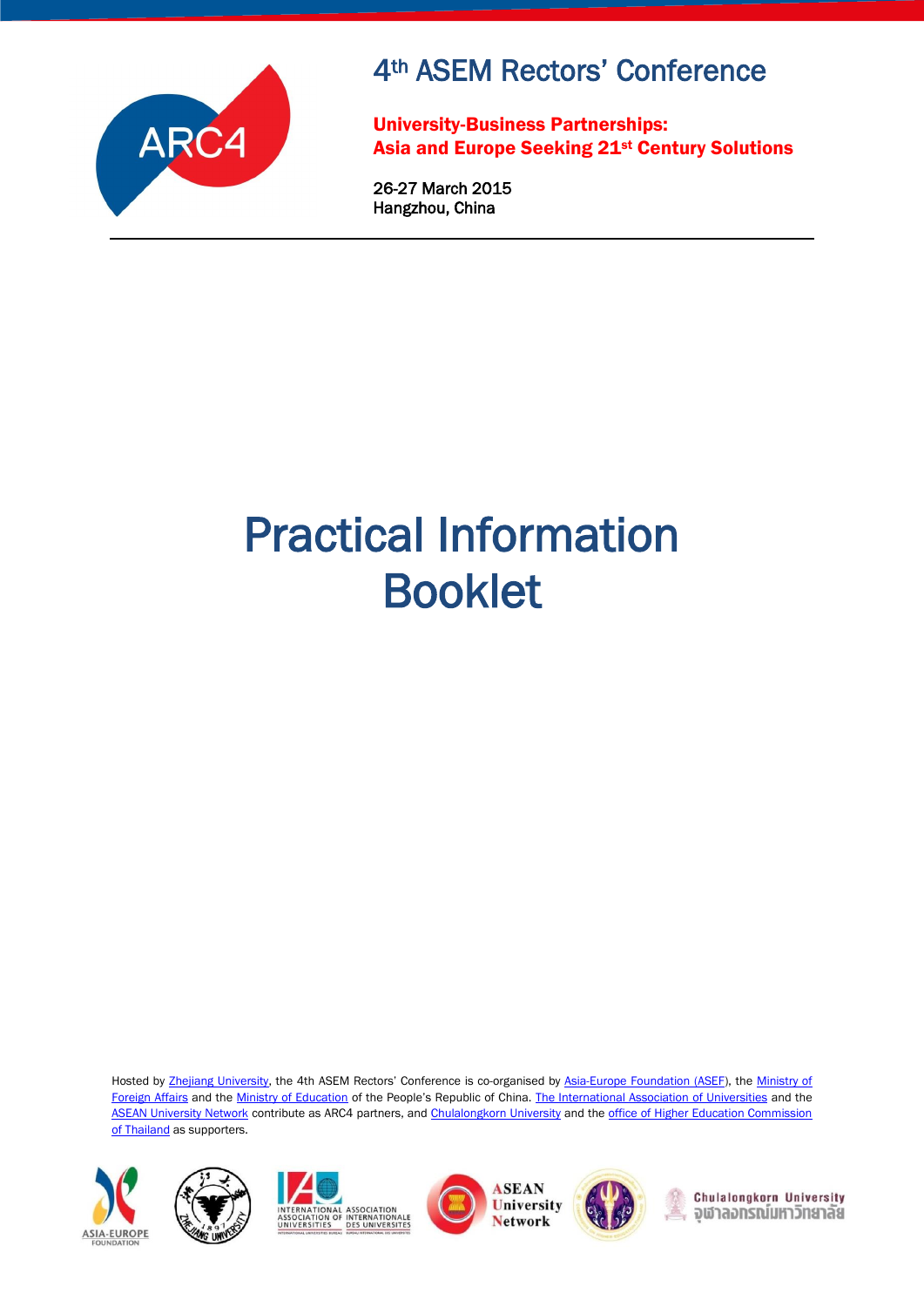# 4th ASEM Rectors' Conference

**University-Business Partnerships:**
**Asia and Europe Seeking 21st Century Solutions**

26-27 March 2015
Hangzhou, China

---

# Practical Information Booklet

Hosted by Zhejiang University, the 4th ASEM Rectors' Conference is co-organised by Asia-Europe Foundation (ASEF), the Ministry of Foreign Affairs and the Ministry of Education of the People's Republic of China. The International Association of Universities and the ASEAN University Network contribute as ARC4 partners, and Chulalongkorn University and the office of Higher Education Commission of Thailand as supporters.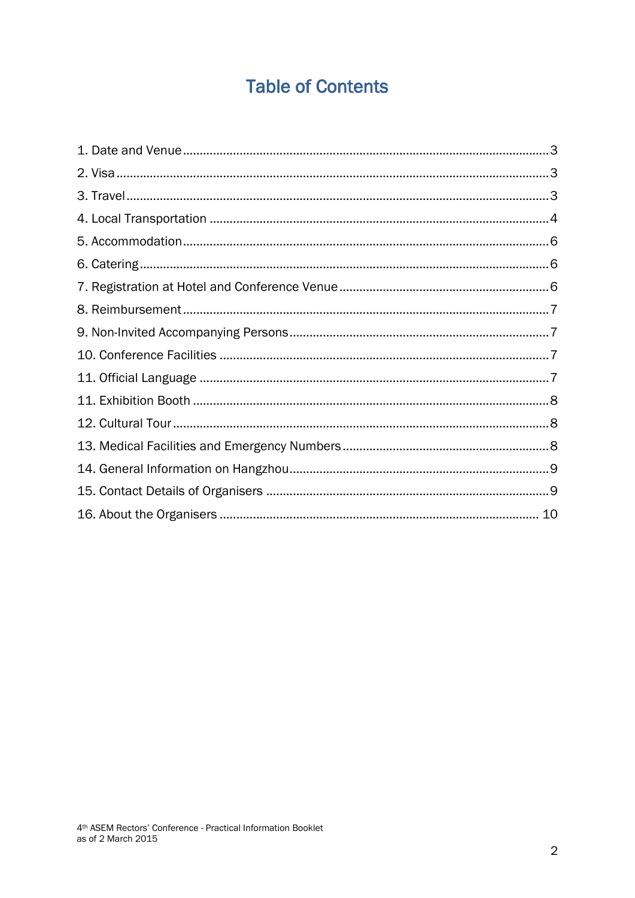# Table of Contents

1. Date and Venue ........................................................................................................3
2. Visa ........................................................................................................................3
3. Travel ......................................................................................................................3
4. Local Transportation ................................................................................................4
5. Accommodation ........................................................................................................6
6. Catering ...................................................................................................................6
7. Registration at Hotel and Conference Venue ...............................................................6
8. Reimbursement .........................................................................................................7
9. Non-Invited Accompanying Persons ............................................................................7
10. Conference Facilities ...............................................................................................7
11. Official Language .....................................................................................................7
11. Exhibition Booth ......................................................................................................8
12. Cultural Tour ...........................................................................................................8
13. Medical Facilities and Emergency Numbers ...............................................................8
14. General Information on Hangzhou .............................................................................9
15. Contact Details of Organisers ...................................................................................9
16. About the Organisers ..............................................................................................10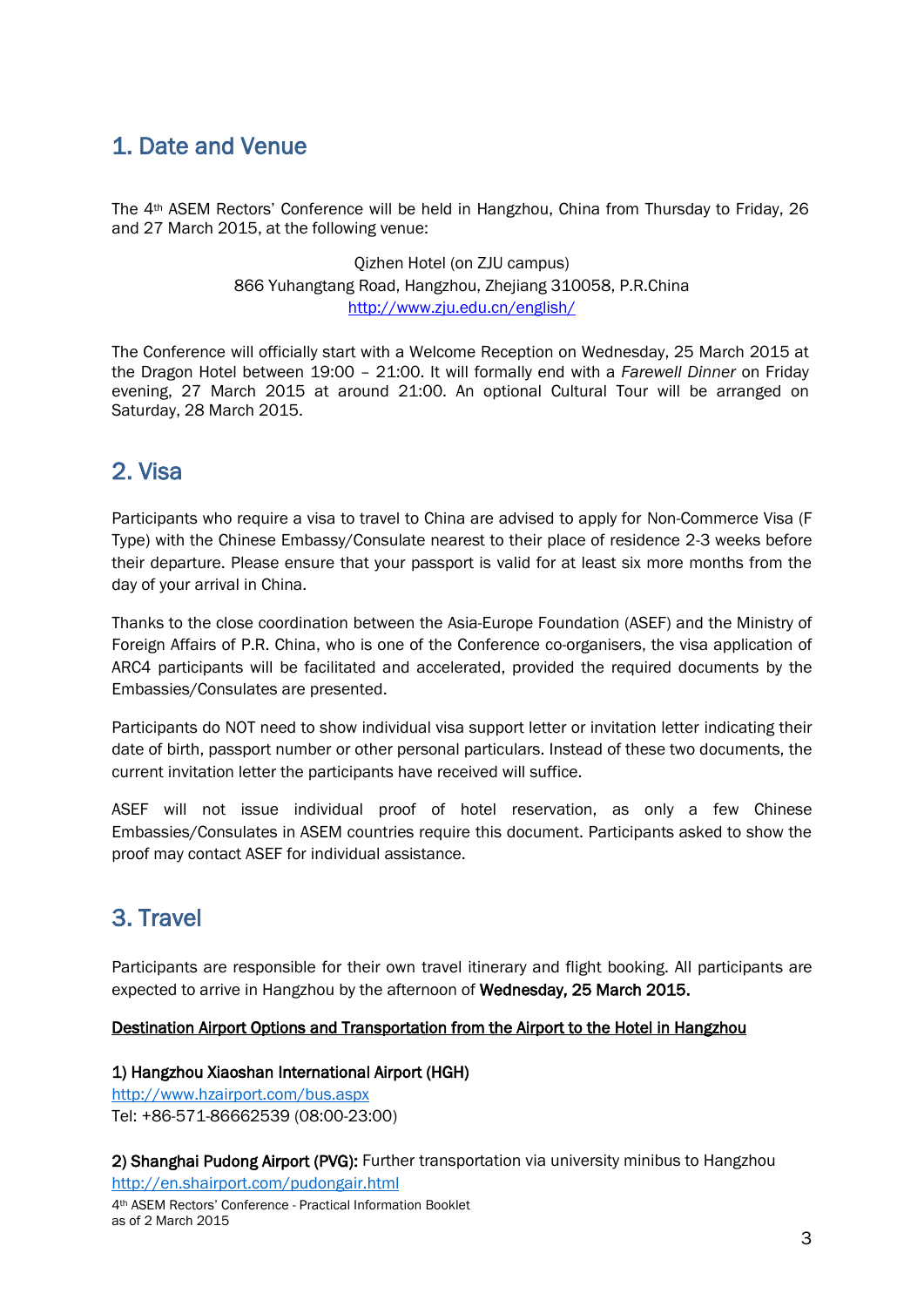## 1. Date and Venue

The 4th ASEM Rectors' Conference will be held in Hangzhou, China from Thursday to Friday, 26 and 27 March 2015, at the following venue:

Qizhen Hotel (on ZJU campus)
866 Yuhangtang Road, Hangzhou, Zhejiang 310058, P.R.China
http://www.zju.edu.cn/english/

The Conference will officially start with a Welcome Reception on Wednesday, 25 March 2015 at the Dragon Hotel between 19:00 – 21:00. It will formally end with a *Farewell Dinner* on Friday evening, 27 March 2015 at around 21:00. An optional Cultural Tour will be arranged on Saturday, 28 March 2015.

## 2. Visa

Participants who require a visa to travel to China are advised to apply for Non-Commerce Visa (F Type) with the Chinese Embassy/Consulate nearest to their place of residence 2-3 weeks before their departure. Please ensure that your passport is valid for at least six more months from the day of your arrival in China.

Thanks to the close coordination between the Asia-Europe Foundation (ASEF) and the Ministry of Foreign Affairs of P.R. China, who is one of the Conference co-organisers, the visa application of ARC4 participants will be facilitated and accelerated, provided the required documents by the Embassies/Consulates are presented.

Participants do NOT need to show individual visa support letter or invitation letter indicating their date of birth, passport number or other personal particulars. Instead of these two documents, the current invitation letter the participants have received will suffice.

ASEF will not issue individual proof of hotel reservation, as only a few Chinese Embassies/Consulates in ASEM countries require this document. Participants asked to show the proof may contact ASEF for individual assistance.

## 3. Travel

Participants are responsible for their own travel itinerary and flight booking. All participants are expected to arrive in Hangzhou by the afternoon of **Wednesday, 25 March 2015.**

**Destination Airport Options and Transportation from the Airport to the Hotel in Hangzhou**

**1) Hangzhou Xiaoshan International Airport (HGH)**
http://www.hzairport.com/bus.aspx
Tel: +86-571-86662539 (08:00-23:00)

**2) Shanghai Pudong Airport (PVG):** Further transportation via university minibus to Hangzhou
http://en.shairport.com/pudongair.html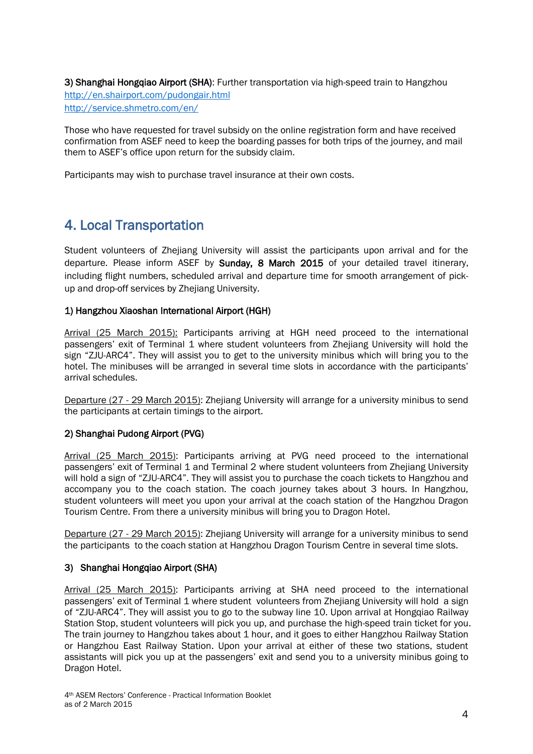**3) Shanghai Hongqiao Airport (SHA)**: Further transportation via high-speed train to Hangzhou
http://en.shairport.com/pudongair.html
http://service.shmetro.com/en/

Those who have requested for travel subsidy on the online registration form and have received confirmation from ASEF need to keep the boarding passes for both trips of the journey, and mail them to ASEF's office upon return for the subsidy claim.

Participants may wish to purchase travel insurance at their own costs.

## 4. Local Transportation

Student volunteers of Zhejiang University will assist the participants upon arrival and for the departure. Please inform ASEF by **Sunday, 8 March 2015** of your detailed travel itinerary, including flight numbers, scheduled arrival and departure time for smooth arrangement of pick-up and drop-off services by Zhejiang University.

### 1) Hangzhou Xiaoshan International Airport (HGH)

Arrival (25 March 2015): Participants arriving at HGH need proceed to the international passengers' exit of Terminal 1 where student volunteers from Zhejiang University will hold the sign "ZJU-ARC4". They will assist you to get to the university minibus which will bring you to the hotel. The minibuses will be arranged in several time slots in accordance with the participants' arrival schedules.

Departure (27 - 29 March 2015): Zhejiang University will arrange for a university minibus to send the participants at certain timings to the airport.

### 2) Shanghai Pudong Airport (PVG)

Arrival (25 March 2015): Participants arriving at PVG need proceed to the international passengers' exit of Terminal 1 and Terminal 2 where student volunteers from Zhejiang University will hold a sign of "ZJU-ARC4". They will assist you to purchase the coach tickets to Hangzhou and accompany you to the coach station. The coach journey takes about 3 hours. In Hangzhou, student volunteers will meet you upon your arrival at the coach station of the Hangzhou Dragon Tourism Centre. From there a university minibus will bring you to Dragon Hotel.

Departure (27 - 29 March 2015): Zhejiang University will arrange for a university minibus to send the participants to the coach station at Hangzhou Dragon Tourism Centre in several time slots.

### 3) Shanghai Hongqiao Airport (SHA)

Arrival (25 March 2015): Participants arriving at SHA need proceed to the international passengers' exit of Terminal 1 where student volunteers from Zhejiang University will hold a sign of "ZJU-ARC4". They will assist you to go to the subway line 10. Upon arrival at Hongqiao Railway Station Stop, student volunteers will pick you up, and purchase the high-speed train ticket for you. The train journey to Hangzhou takes about 1 hour, and it goes to either Hangzhou Railway Station or Hangzhou East Railway Station. Upon your arrival at either of these two stations, student assistants will pick you up at the passengers' exit and send you to a university minibus going to Dragon Hotel.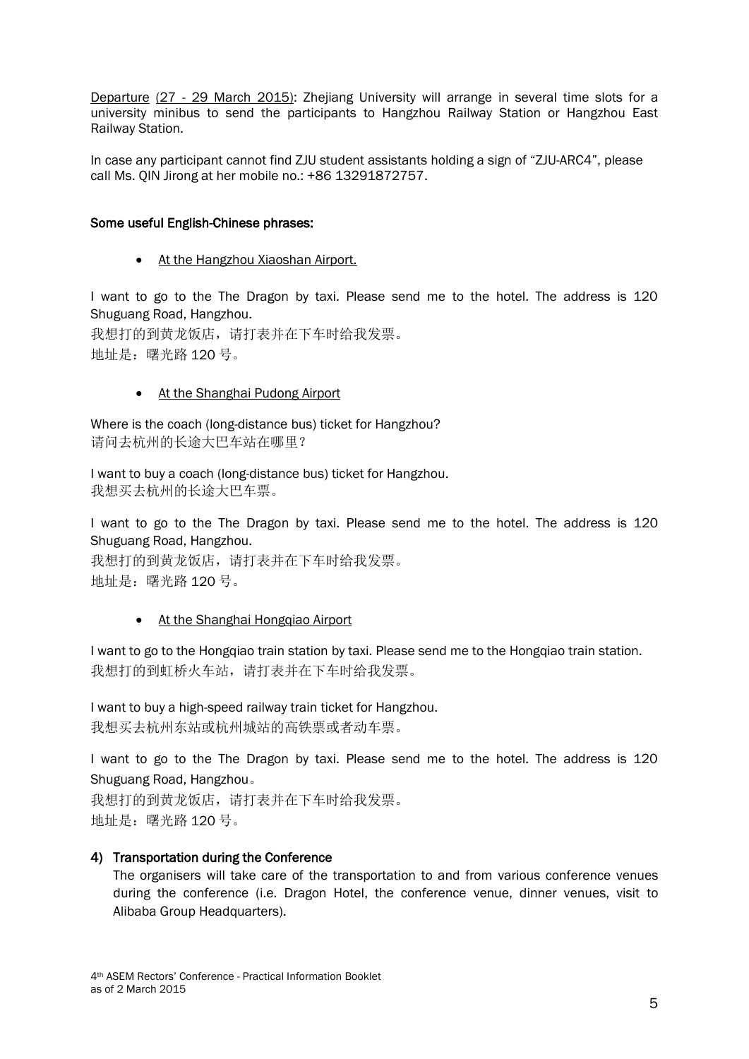Departure (27 - 29 March 2015): Zhejiang University will arrange in several time slots for a university minibus to send the participants to Hangzhou Railway Station or Hangzhou East Railway Station.

In case any participant cannot find ZJU student assistants holding a sign of "ZJU-ARC4", please call Ms. QIN Jirong at her mobile no.: +86 13291872757.

**Some useful English-Chinese phrases:**

- At the Hangzhou Xiaoshan Airport.

I want to go to the The Dragon by taxi. Please send me to the hotel. The address is 120 Shuguang Road, Hangzhou.
我想打的到黄龙饭店，请打表并在下车时给我发票。
地址是：曙光路 120 号。

- At the Shanghai Pudong Airport

Where is the coach (long-distance bus) ticket for Hangzhou?
请问去杭州的长途大巴车站在哪里？

I want to buy a coach (long-distance bus) ticket for Hangzhou.
我想买去杭州的长途大巴车票。

I want to go to the The Dragon by taxi. Please send me to the hotel. The address is 120 Shuguang Road, Hangzhou.
我想打的到黄龙饭店，请打表并在下车时给我发票。
地址是：曙光路 120 号。

- At the Shanghai Hongqiao Airport

I want to go to the Hongqiao train station by taxi. Please send me to the Hongqiao train station.
我想打的到虹桥火车站，请打表并在下车时给我发票。

I want to buy a high-speed railway train ticket for Hangzhou.
我想买去杭州东站或杭州城站的高铁票或者动车票。

I want to go to the The Dragon by taxi. Please send me to the hotel. The address is 120 Shuguang Road, Hangzhou。
我想打的到黄龙饭店，请打表并在下车时给我发票。
地址是：曙光路 120 号。

#### 4) Transportation during the Conference

The organisers will take care of the transportation to and from various conference venues during the conference (i.e. Dragon Hotel, the conference venue, dinner venues, visit to Alibaba Group Headquarters).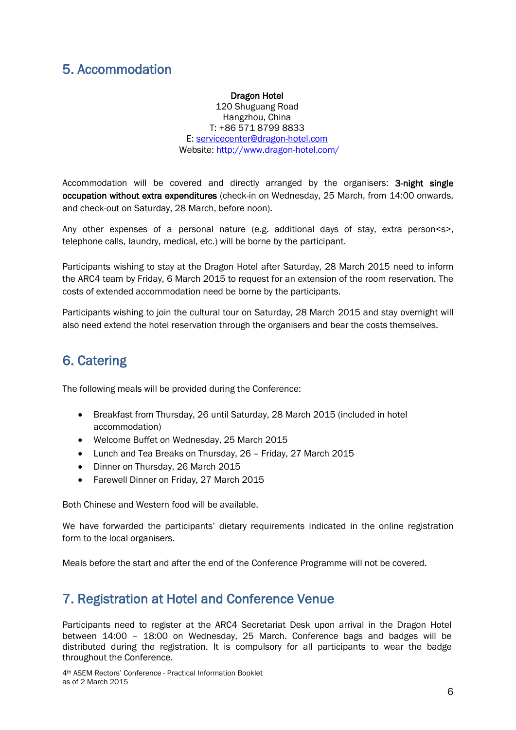## 5. Accommodation

**Dragon Hotel**
120 Shuguang Road
Hangzhou, China
T: +86 571 8799 8833
E: servicecenter@dragon-hotel.com
Website: http://www.dragon-hotel.com/

Accommodation will be covered and directly arranged by the organisers: **3-night single occupation without extra expenditures** (check-in on Wednesday, 25 March, from 14:00 onwards, and check-out on Saturday, 28 March, before noon).

Any other expenses of a personal nature (e.g. additional days of stay, extra person<s>, telephone calls, laundry, medical, etc.) will be borne by the participant.

Participants wishing to stay at the Dragon Hotel after Saturday, 28 March 2015 need to inform the ARC4 team by Friday, 6 March 2015 to request for an extension of the room reservation. The costs of extended accommodation need be borne by the participants.

Participants wishing to join the cultural tour on Saturday, 28 March 2015 and stay overnight will also need extend the hotel reservation through the organisers and bear the costs themselves.

## 6. Catering

The following meals will be provided during the Conference:

- Breakfast from Thursday, 26 until Saturday, 28 March 2015 (included in hotel accommodation)
- Welcome Buffet on Wednesday, 25 March 2015
- Lunch and Tea Breaks on Thursday, 26 – Friday, 27 March 2015
- Dinner on Thursday, 26 March 2015
- Farewell Dinner on Friday, 27 March 2015

Both Chinese and Western food will be available.

We have forwarded the participants' dietary requirements indicated in the online registration form to the local organisers.

Meals before the start and after the end of the Conference Programme will not be covered.

## 7. Registration at Hotel and Conference Venue

Participants need to register at the ARC4 Secretariat Desk upon arrival in the Dragon Hotel between 14:00 – 18:00 on Wednesday, 25 March. Conference bags and badges will be distributed during the registration. It is compulsory for all participants to wear the badge throughout the Conference.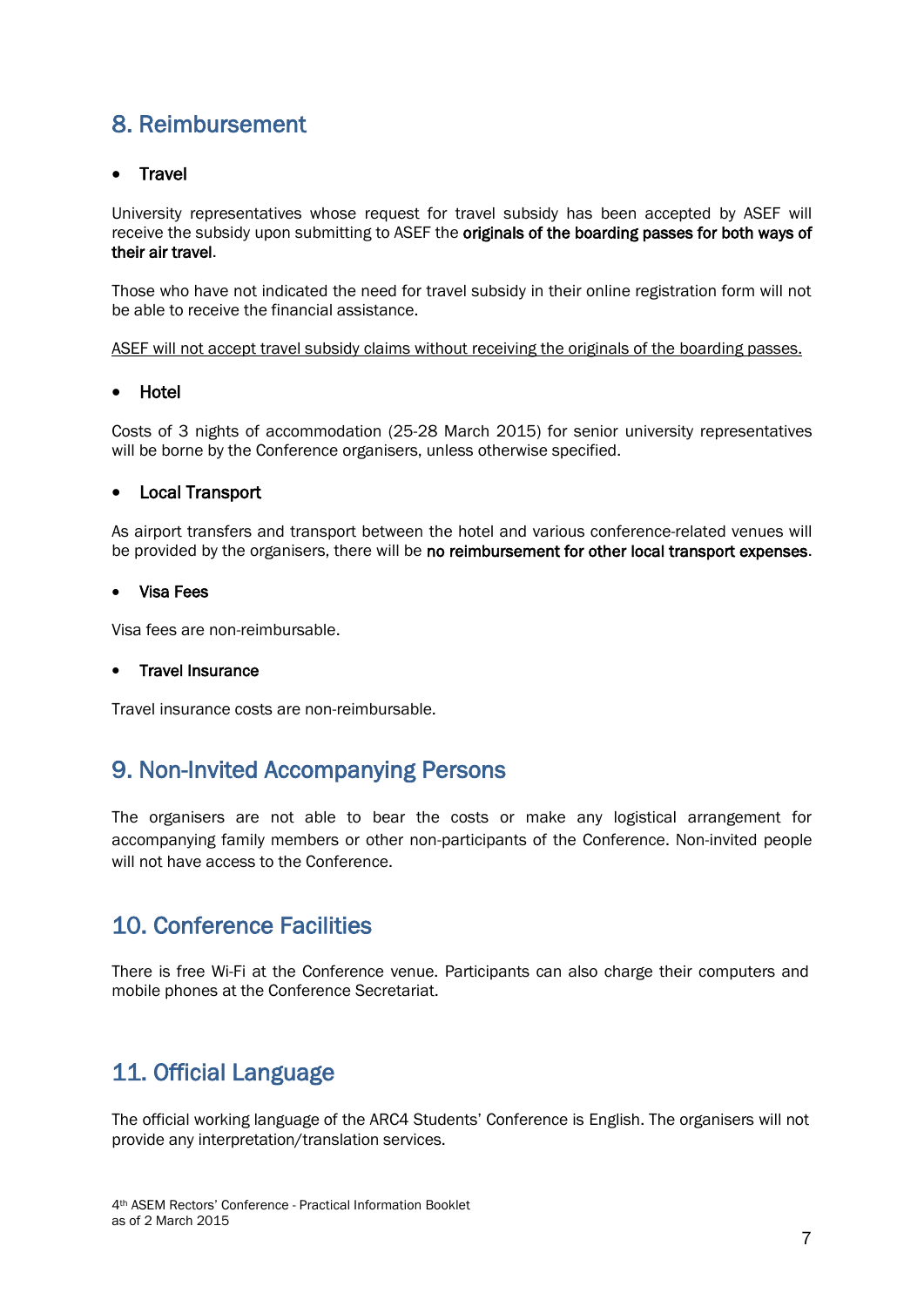## 8. Reimbursement

- **Travel**

University representatives whose request for travel subsidy has been accepted by ASEF will receive the subsidy upon submitting to ASEF the **originals of the boarding passes for both ways of their air travel**.

Those who have not indicated the need for travel subsidy in their online registration form will not be able to receive the financial assistance.

<u>ASEF will not accept travel subsidy claims without receiving the originals of the boarding passes.</u>

- **Hotel**

Costs of 3 nights of accommodation (25-28 March 2015) for senior university representatives will be borne by the Conference organisers, unless otherwise specified.

- **Local Transport**

As airport transfers and transport between the hotel and various conference-related venues will be provided by the organisers, there will be **no reimbursement for other local transport expenses**.

- **Visa Fees**

Visa fees are non-reimbursable.

- **Travel Insurance**

Travel insurance costs are non-reimbursable.

## 9. Non-Invited Accompanying Persons

The organisers are not able to bear the costs or make any logistical arrangement for accompanying family members or other non-participants of the Conference. Non-invited people will not have access to the Conference.

## 10. Conference Facilities

There is free Wi-Fi at the Conference venue. Participants can also charge their computers and mobile phones at the Conference Secretariat.

## 11. Official Language

The official working language of the ARC4 Students' Conference is English. The organisers will not provide any interpretation/translation services.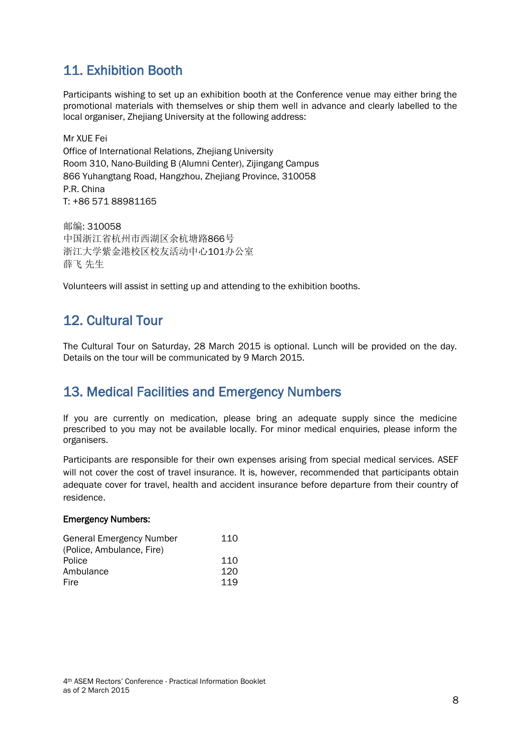## 11. Exhibition Booth

Participants wishing to set up an exhibition booth at the Conference venue may either bring the promotional materials with themselves or ship them well in advance and clearly labelled to the local organiser, Zhejiang University at the following address:

Mr XUE Fei
Office of International Relations, Zhejiang University
Room 310, Nano-Building B (Alumni Center), Zijingang Campus
866 Yuhangtang Road, Hangzhou, Zhejiang Province, 310058
P.R. China
T: +86 571 88981165

邮编: 310058
中国浙江省杭州市西湖区余杭塘路866号
浙江大学紫金港校区校友活动中心101办公室
薛飞 先生

Volunteers will assist in setting up and attending to the exhibition booths.

## 12. Cultural Tour

The Cultural Tour on Saturday, 28 March 2015 is optional. Lunch will be provided on the day. Details on the tour will be communicated by 9 March 2015.

## 13. Medical Facilities and Emergency Numbers

If you are currently on medication, please bring an adequate supply since the medicine prescribed to you may not be available locally. For minor medical enquiries, please inform the organisers.

Participants are responsible for their own expenses arising from special medical services. ASEF will not cover the cost of travel insurance. It is, however, recommended that participants obtain adequate cover for travel, health and accident insurance before departure from their country of residence.

**Emergency Numbers:**

| | |
|---|---|
| General Emergency Number (Police, Ambulance, Fire) | 110 |
| Police | 110 |
| Ambulance | 120 |
| Fire | 119 |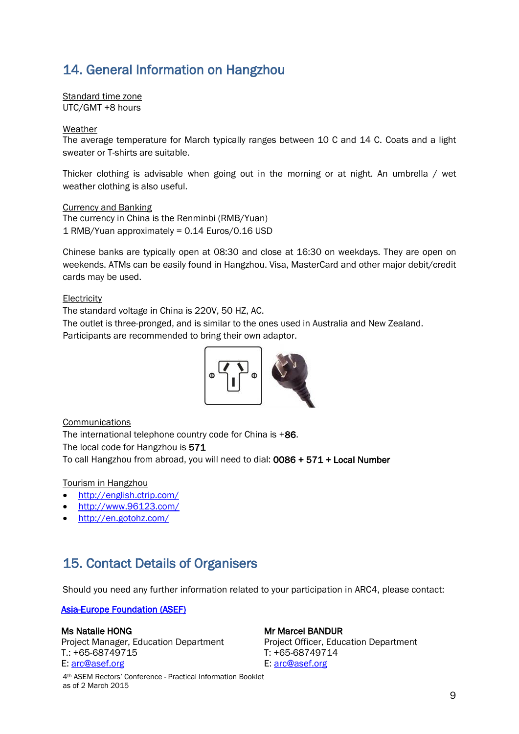## 14. General Information on Hangzhou

Standard time zone
UTC/GMT +8 hours

Weather
The average temperature for March typically ranges between 10 C and 14 C. Coats and a light sweater or T-shirts are suitable.

Thicker clothing is advisable when going out in the morning or at night. An umbrella / wet weather clothing is also useful.

Currency and Banking
The currency in China is the Renminbi (RMB/Yuan)
1 RMB/Yuan approximately = 0.14 Euros/0.16 USD

Chinese banks are typically open at 08:30 and close at 16:30 on weekdays. They are open on weekends. ATMs can be easily found in Hangzhou. Visa, MasterCard and other major debit/credit cards may be used.

Electricity
The standard voltage in China is 220V, 50 HZ, AC.
The outlet is three-pronged, and is similar to the ones used in Australia and New Zealand.
Participants are recommended to bring their own adaptor.

Communications
The international telephone country code for China is +**86**.
The local code for Hangzhou is **571**
To call Hangzhou from abroad, you will need to dial: **0086 + 571 + Local Number**

Tourism in Hangzhou
- http://english.ctrip.com/
- http://www.96123.com/
- http://en.gotohz.com/

## 15. Contact Details of Organisers

Should you need any further information related to your participation in ARC4, please contact:

**Asia-Europe Foundation (ASEF)**

**Ms Natalie HONG**
Project Manager, Education Department
T.: +65-68749715
E: arc@asef.org

**Mr Marcel BANDUR**
Project Officer, Education Department
T: +65-68749714
E: arc@asef.org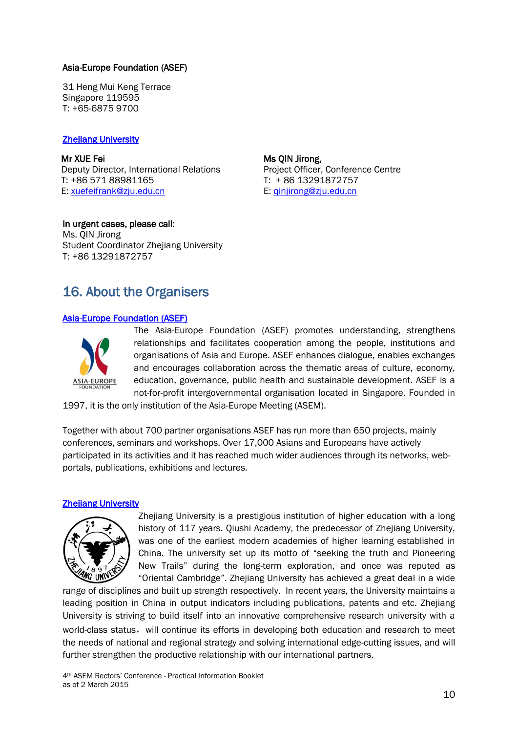**Asia-Europe Foundation (ASEF)**

31 Heng Mui Keng Terrace
Singapore 119595
T: +65-6875 9700

**Zhejiang University**

**Mr XUE Fei**
Deputy Director, International Relations
T: +86 571 88981165
E: xuefeifrank@zju.edu.cn

**Ms QIN Jirong,**
Project Officer, Conference Centre
T: + 86 13291872757
E: qinjirong@zju.edu.cn

**In urgent cases, please call:**
Ms. QIN Jirong
Student Coordinator Zhejiang University
T: +86 13291872757

## 16. About the Organisers

**Asia-Europe Foundation (ASEF)**

The Asia-Europe Foundation (ASEF) promotes understanding, strengthens relationships and facilitates cooperation among the people, institutions and organisations of Asia and Europe. ASEF enhances dialogue, enables exchanges and encourages collaboration across the thematic areas of culture, economy, education, governance, public health and sustainable development. ASEF is a not-for-profit intergovernmental organisation located in Singapore. Founded in 1997, it is the only institution of the Asia-Europe Meeting (ASEM).

Together with about 700 partner organisations ASEF has run more than 650 projects, mainly conferences, seminars and workshops. Over 17,000 Asians and Europeans have actively participated in its activities and it has reached much wider audiences through its networks, web-portals, publications, exhibitions and lectures.

**Zhejiang University**

Zhejiang University is a prestigious institution of higher education with a long history of 117 years. Qiushi Academy, the predecessor of Zhejiang University, was one of the earliest modern academies of higher learning established in China. The university set up its motto of "seeking the truth and Pioneering New Trails" during the long-term exploration, and once was reputed as "Oriental Cambridge". Zhejiang University has achieved a great deal in a wide range of disciplines and built up strength respectively. In recent years, the University maintains a leading position in China in output indicators including publications, patents and etc. Zhejiang University is striving to build itself into an innovative comprehensive research university with a world-class status，will continue its efforts in developing both education and research to meet the needs of national and regional strategy and solving international edge-cutting issues, and will further strengthen the productive relationship with our international partners.